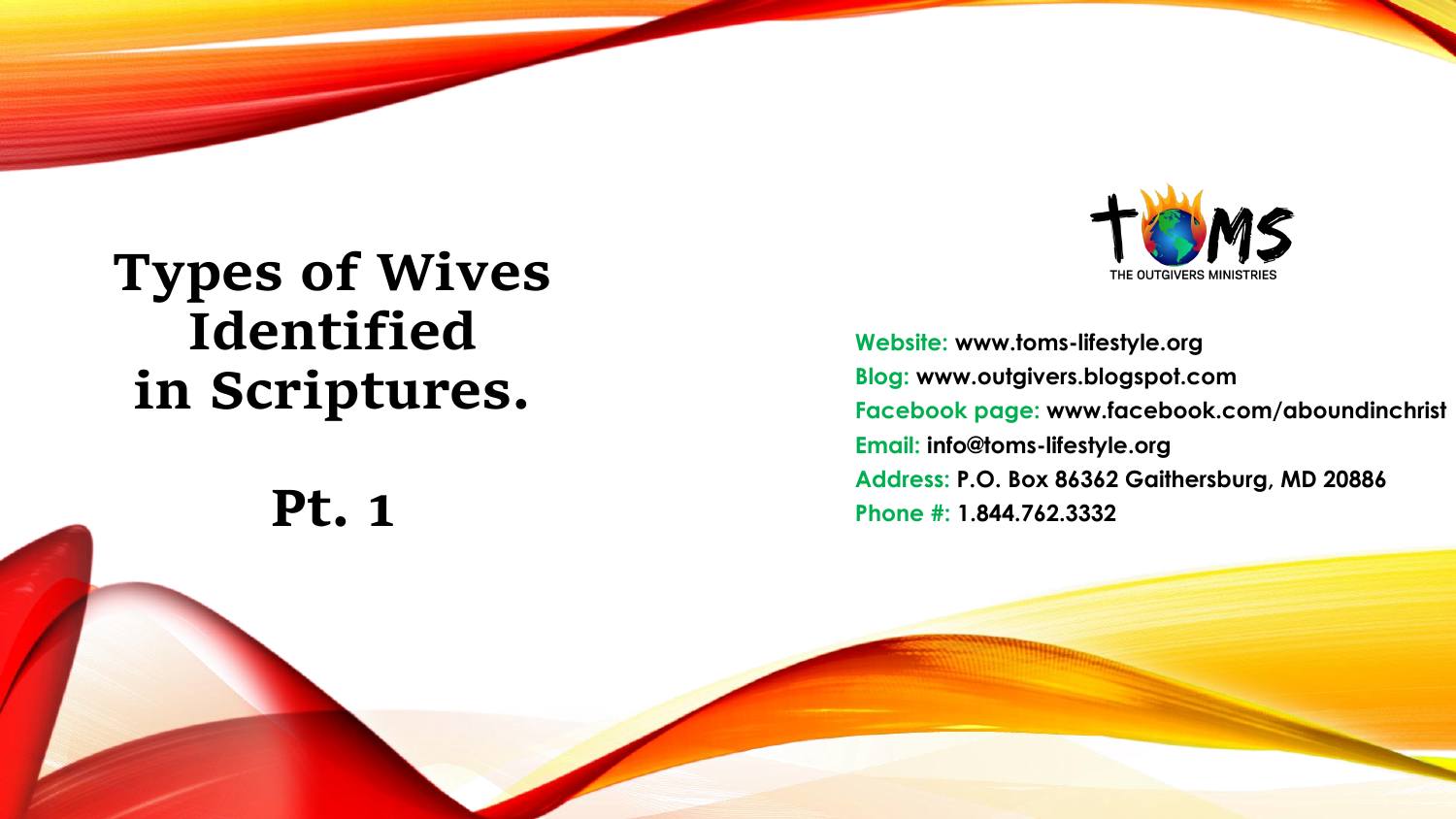# Types of Wives Identified in Scriptures.

## Pt. 1

THE OUTGIVERS MINISTRIES

**Website:** www.toms-lifestyle.org
**Blog:** www.outgivers.blogspot.com
**Facebook page:** www.facebook.com/aboundinchrist
**Email:** info@toms-lifestyle.org
**Address:** P.O. Box 86362 Gaithersburg, MD 20886
**Phone #:** 1.844.762.3332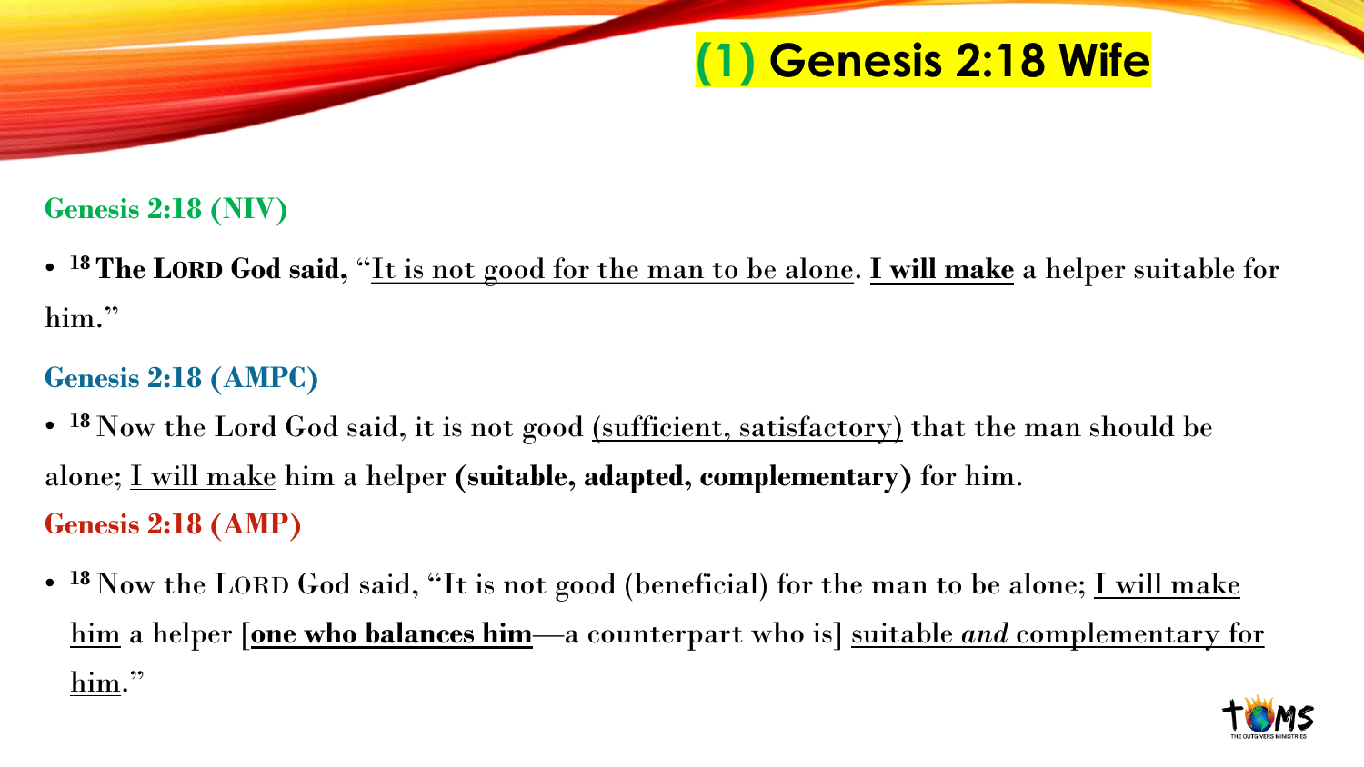# (1) Genesis 2:18 Wife

**Genesis 2:18 (NIV)**

- **18 The LORD God said,** "<u>It is not good for the man to be alone</u>. **<u>I will make</u>** a helper suitable for him."

**Genesis 2:18 (AMPC)**

- **18** Now the Lord God said, it is not good <u>(sufficient, satisfactory)</u> that the man should be alone; <u>I will make</u> him a helper **(suitable, adapted, complementary)** for him.

**Genesis 2:18 (AMP)**

- **18** Now the LORD God said, "It is not good (beneficial) for the man to be alone; <u>I will make him</u> a helper [**<u>one who balances him</u>**—a counterpart who is] <u>suitable *and* complementary for him</u>."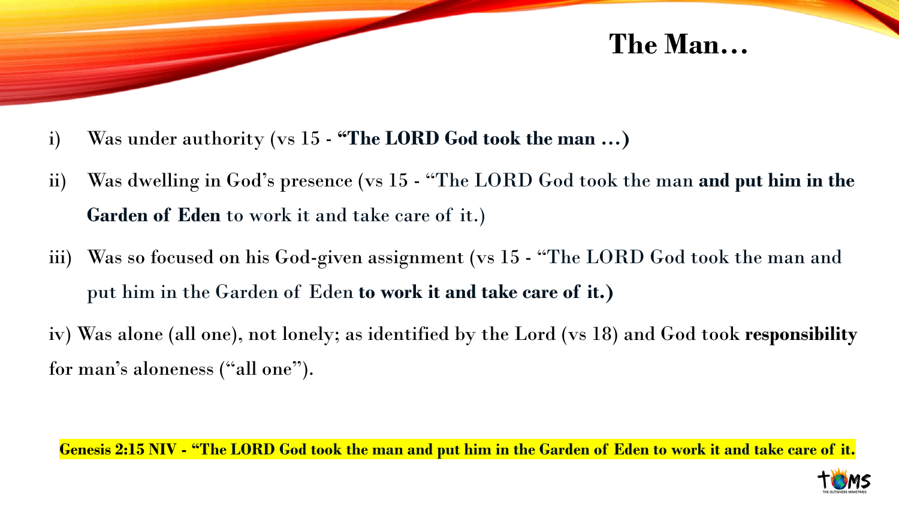# The Man…

i) Was under authority (vs 15 - **"The LORD God took the man …)**

ii) Was dwelling in God's presence (vs 15 - "The LORD God took the man **and put him in the Garden of Eden** to work it and take care of it.)

iii) Was so focused on his God-given assignment (vs 15 - "The LORD God took the man and put him in the Garden of Eden **to work it and take care of it.)**

iv) Was alone (all one), not lonely; as identified by the Lord (vs 18) and God took **responsibility** for man's aloneness ("all one").

**Genesis 2:15 NIV - "The LORD God took the man and put him in the Garden of Eden to work it and take care of it.**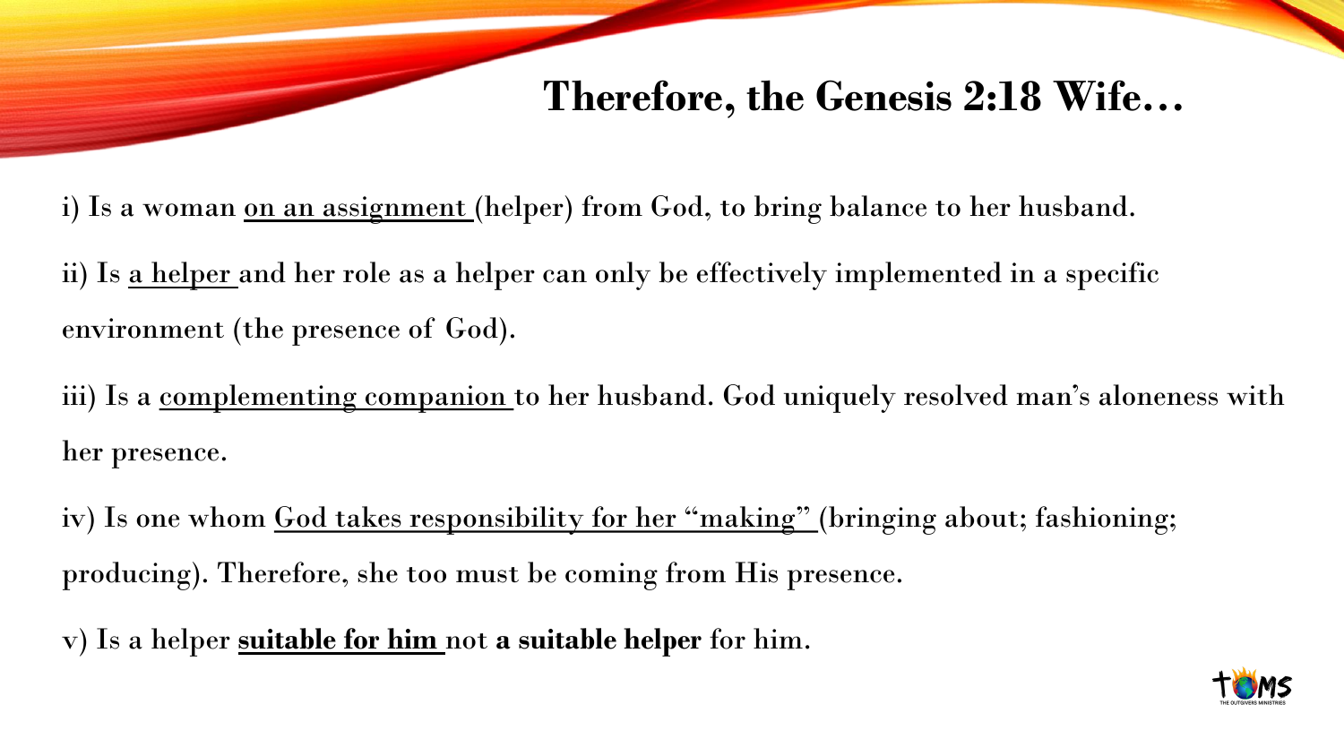# Therefore, the Genesis 2:18 Wife…

i) Is a woman <u>on an assignment</u> (helper) from God, to bring balance to her husband.

ii) Is <u>a helper</u> and her role as a helper can only be effectively implemented in a specific environment (the presence of God).

iii) Is a <u>complementing companion</u> to her husband. God uniquely resolved man's aloneness with her presence.

iv) Is one whom <u>God takes responsibility for her "making"</u> (bringing about; fashioning; producing). Therefore, she too must be coming from His presence.

v) Is a helper <u>**suitable for him**</u> not **a suitable helper** for him.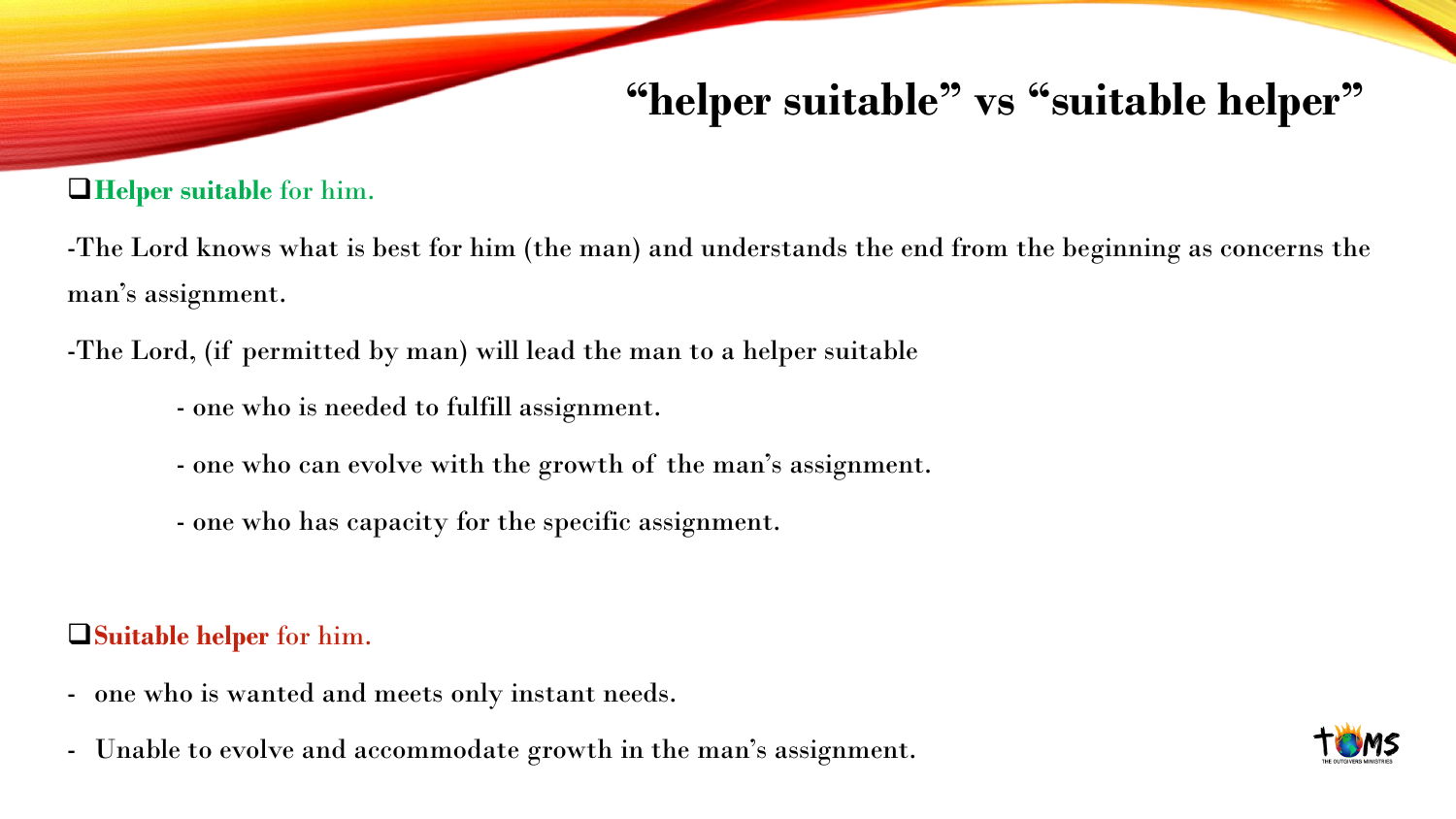# “helper suitable” vs “suitable helper”

- **Helper suitable** for him.

-The Lord knows what is best for him (the man) and understands the end from the beginning as concerns the man’s assignment.

-The Lord, (if permitted by man) will lead the man to a helper suitable

- one who is needed to fulfill assignment.
- one who can evolve with the growth of the man’s assignment.
- one who has capacity for the specific assignment.

- **Suitable helper** for him.

- one who is wanted and meets only instant needs.
- Unable to evolve and accommodate growth in the man’s assignment.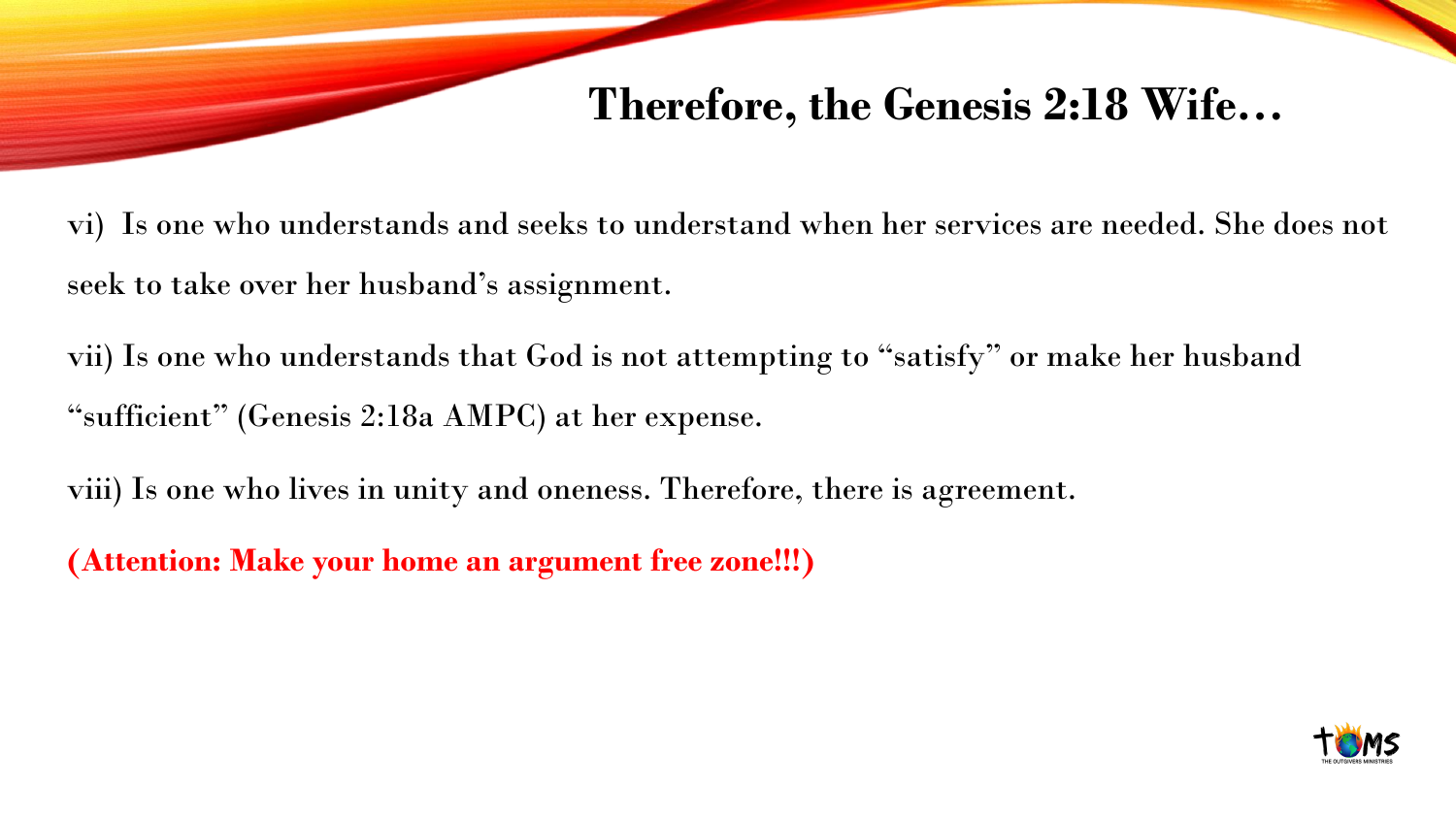# Therefore, the Genesis 2:18 Wife…

vi) Is one who understands and seeks to understand when her services are needed. She does not seek to take over her husband's assignment.

vii) Is one who understands that God is not attempting to "satisfy" or make her husband "sufficient" (Genesis 2:18a AMPC) at her expense.

viii) Is one who lives in unity and oneness. Therefore, there is agreement.

**(Attention: Make your home an argument free zone!!!)**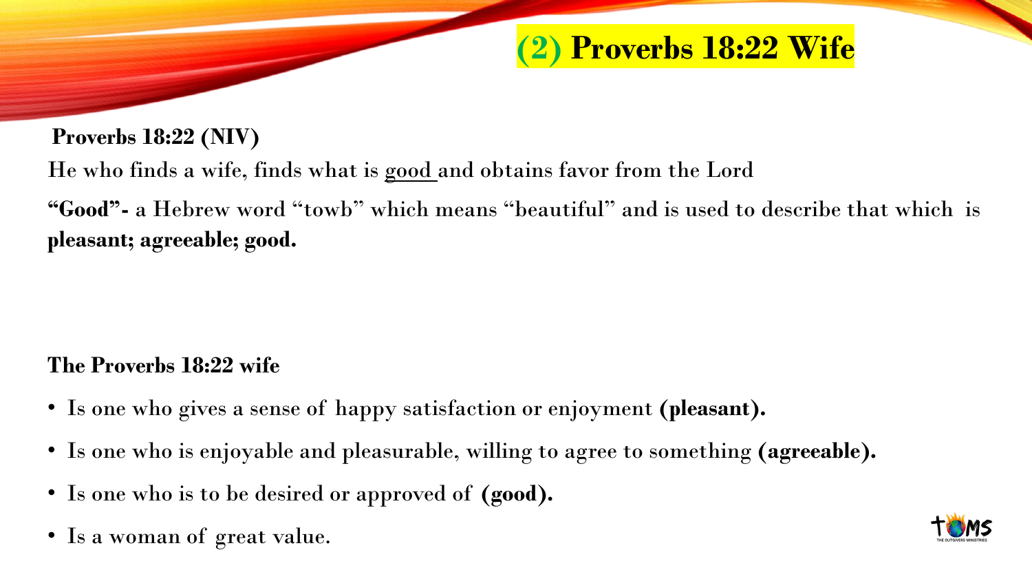# (2) Proverbs 18:22 Wife

**Proverbs 18:22 (NIV)**

He who finds a wife, finds what is <u>good</u> and obtains favor from the Lord

**"Good"-** a Hebrew word "towb" which means "beautiful" and is used to describe that which is **pleasant; agreeable; good.**

**The Proverbs 18:22 wife**

- Is one who gives a sense of happy satisfaction or enjoyment **(pleasant).**
- Is one who is enjoyable and pleasurable, willing to agree to something **(agreeable).**
- Is one who is to be desired or approved of **(good).**
- Is a woman of great value.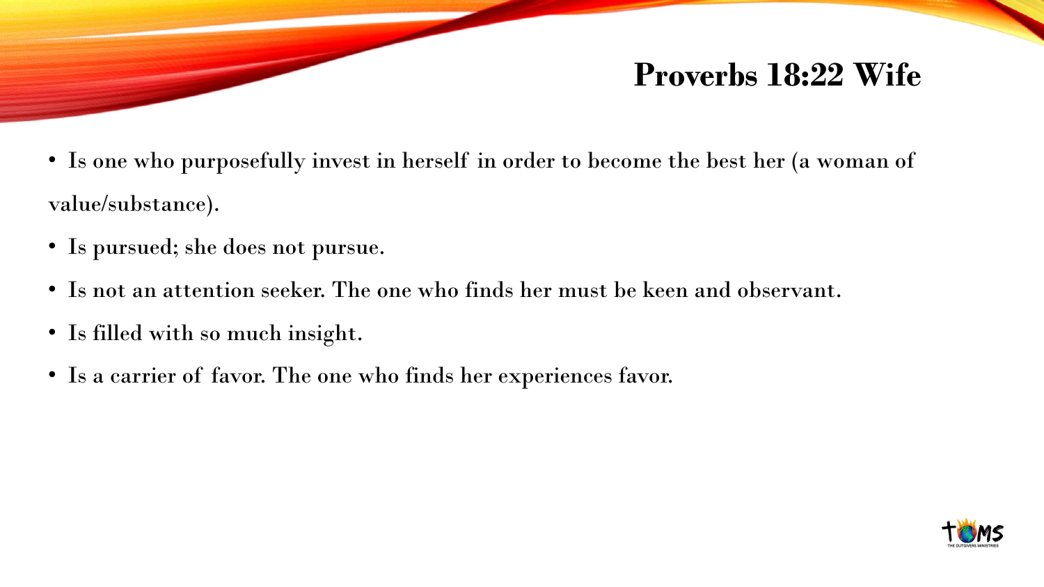# Proverbs 18:22 Wife

- Is one who purposefully invest in herself in order to become the best her (a woman of value/substance).
- Is pursued; she does not pursue.
- Is not an attention seeker. The one who finds her must be keen and observant.
- Is filled with so much insight.
- Is a carrier of favor. The one who finds her experiences favor.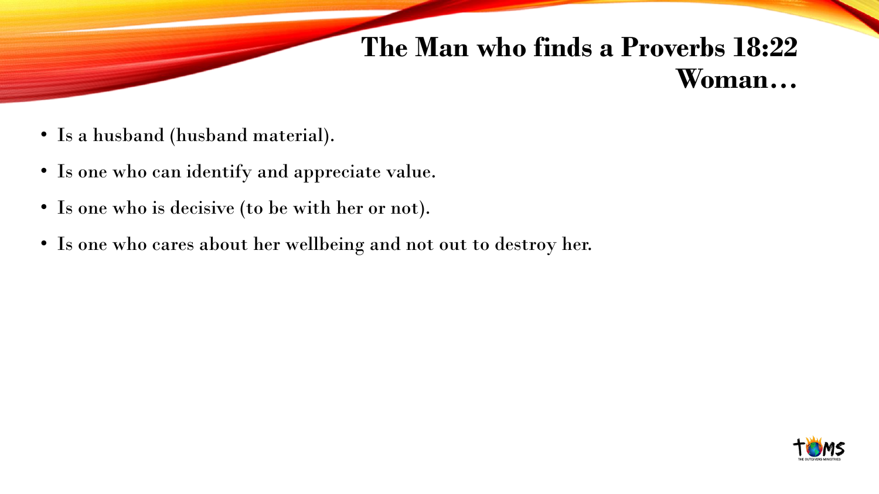# The Man who finds a Proverbs 18:22 Woman…

- Is a husband (husband material).
- Is one who can identify and appreciate value.
- Is one who is decisive (to be with her or not).
- Is one who cares about her wellbeing and not out to destroy her.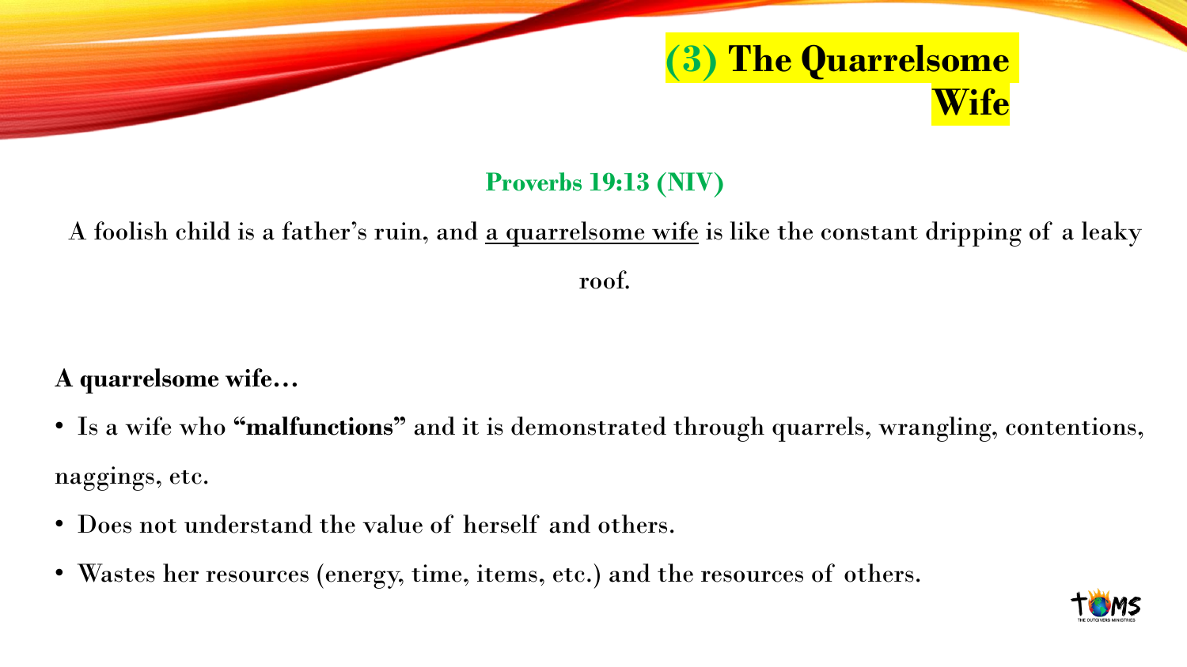# (3) The Quarrelsome Wife

**Proverbs 19:13 (NIV)**

A foolish child is a father's ruin, and <u>a quarrelsome wife</u> is like the constant dripping of a leaky roof.

**A quarrelsome wife…**

- Is a wife who **"malfunctions"** and it is demonstrated through quarrels, wrangling, contentions, naggings, etc.
- Does not understand the value of herself and others.
- Wastes her resources (energy, time, items, etc.) and the resources of others.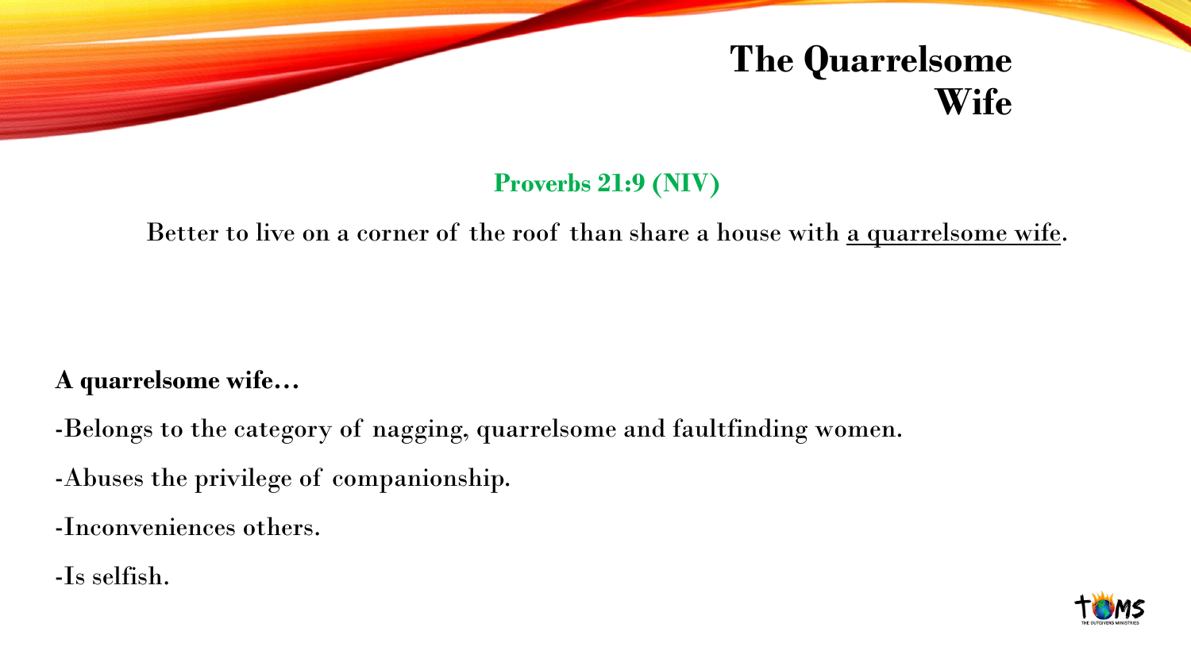# The Quarrelsome Wife

**Proverbs 21:9 (NIV)**

Better to live on a corner of the roof than share a house with <u>a quarrelsome wife</u>.

**A quarrelsome wife…**

-Belongs to the category of nagging, quarrelsome and faultfinding women.

-Abuses the privilege of companionship.

-Inconveniences others.

-Is selfish.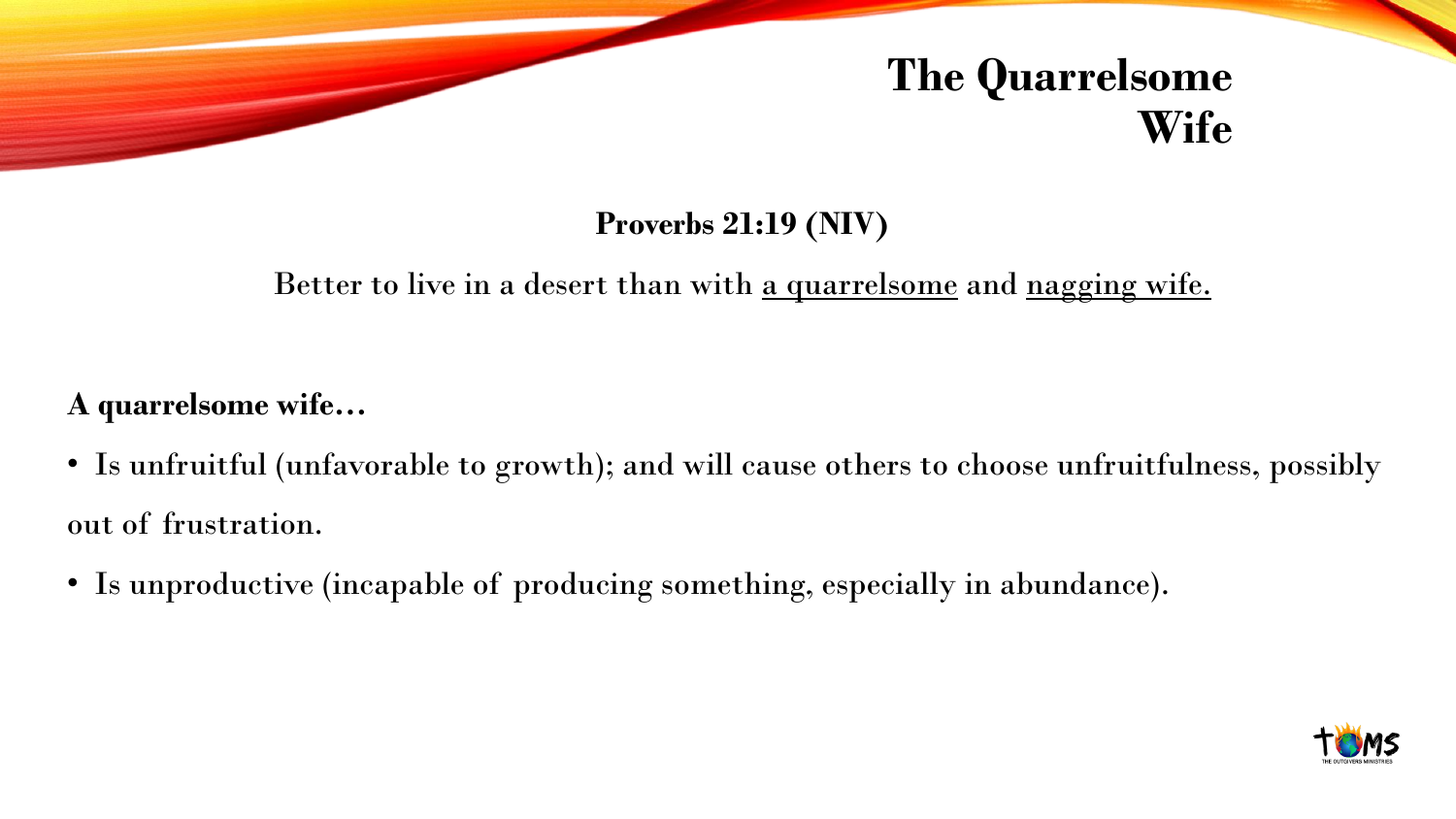# The Quarrelsome Wife

**Proverbs 21:19 (NIV)**

Better to live in a desert than with <u>a quarrelsome</u> and <u>nagging wife.</u>

**A quarrelsome wife…**

- Is unfruitful (unfavorable to growth); and will cause others to choose unfruitfulness, possibly out of frustration.
- Is unproductive (incapable of producing something, especially in abundance).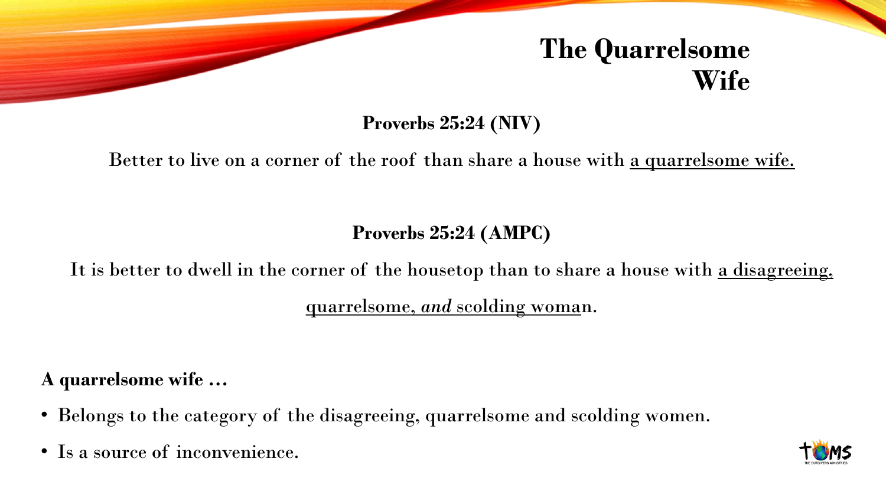# The Quarrelsome Wife

**Proverbs 25:24 (NIV)**

Better to live on a corner of the roof than share a house with <u>a quarrelsome wife.</u>

**Proverbs 25:24 (AMPC)**

It is better to dwell in the corner of the housetop than to share a house with <u>a disagreeing, quarrelsome, *and* scolding woma</u>n.

**A quarrelsome wife …**

- Belongs to the category of the disagreeing, quarrelsome and scolding women.
- Is a source of inconvenience.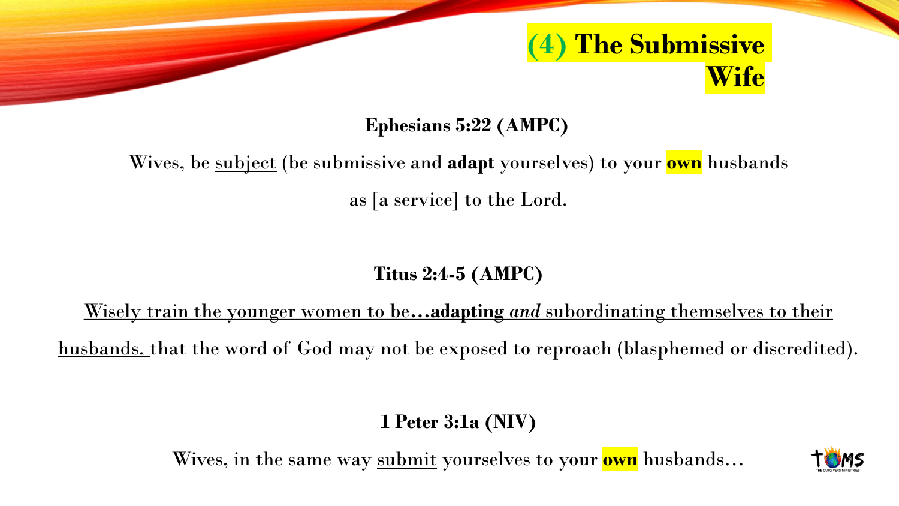# (4) The Submissive Wife

**Ephesians 5:22 (AMPC)**

Wives, be subject (be submissive and **adapt** yourselves) to your **own** husbands as [a service] to the Lord.

**Titus 2:4-5 (AMPC)**

Wisely train the younger women to be…**adapting** *and* subordinating themselves to their husbands, that the word of God may not be exposed to reproach (blasphemed or discredited).

**1 Peter 3:1a (NIV)**

Wives, in the same way submit yourselves to your **own** husbands…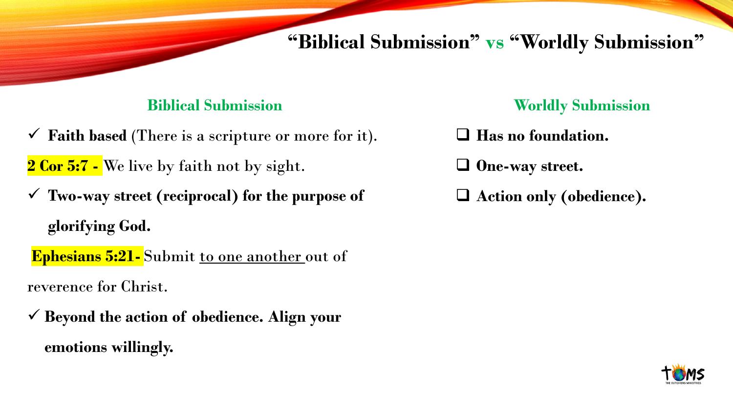# "Biblical Submission" vs "Worldly Submission"

## Biblical Submission

- ✓ **Faith based** (There is a scripture or more for it).

**2 Cor 5:7 -** We live by faith not by sight.

- ✓ **Two-way street (reciprocal) for the purpose of glorifying God.**

**Ephesians 5:21-** Submit <u>to one another</u> out of reverence for Christ.

- ✓ **Beyond the action of obedience. Align your emotions willingly.**

## Worldly Submission

- ❑ **Has no foundation.**
- ❑ **One-way street.**
- ❑ **Action only (obedience).**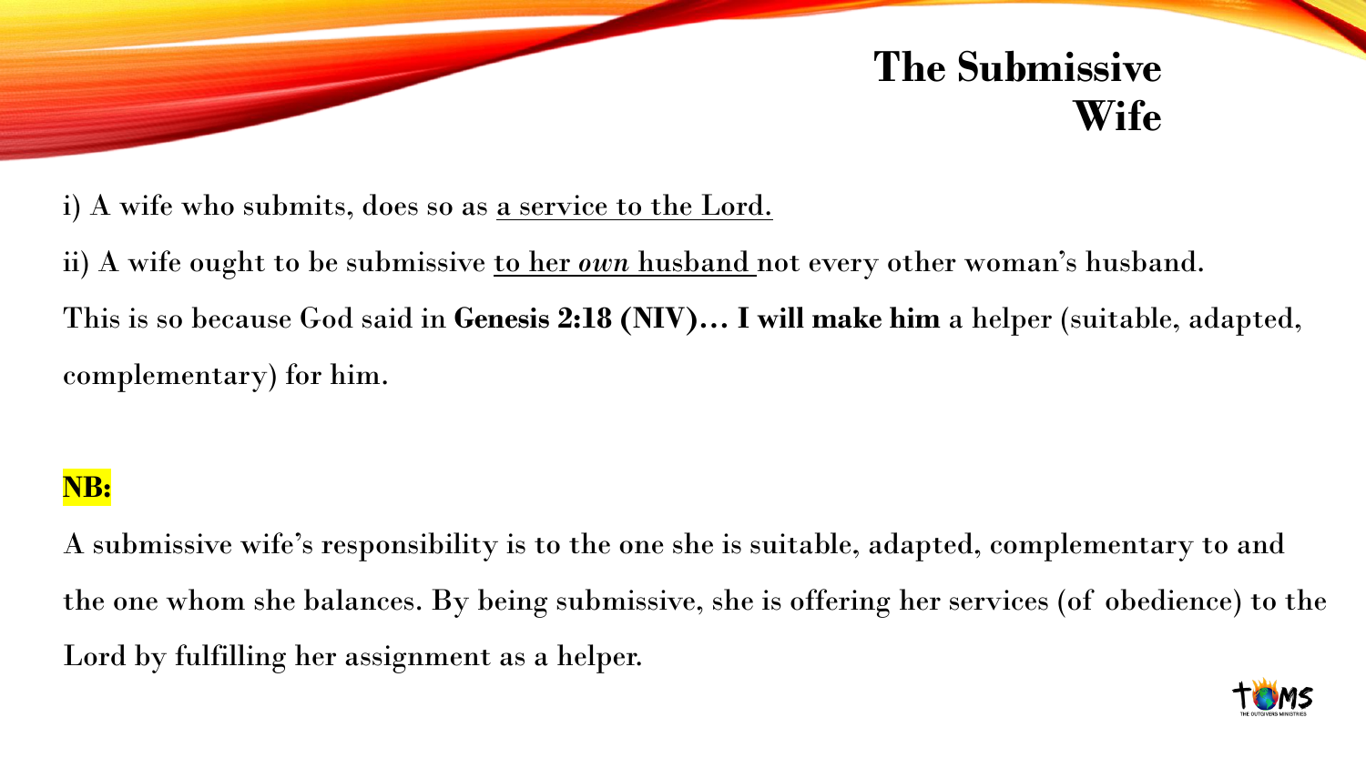# The Submissive Wife

i) A wife who submits, does so as <u>a service to the Lord.</u>

ii) A wife ought to be submissive <u>to her *own* husband</u> not every other woman's husband.

This is so because God said in **Genesis 2:18 (NIV)… I will make him** a helper (suitable, adapted, complementary) for him.

**NB:**

A submissive wife's responsibility is to the one she is suitable, adapted, complementary to and the one whom she balances. By being submissive, she is offering her services (of obedience) to the Lord by fulfilling her assignment as a helper.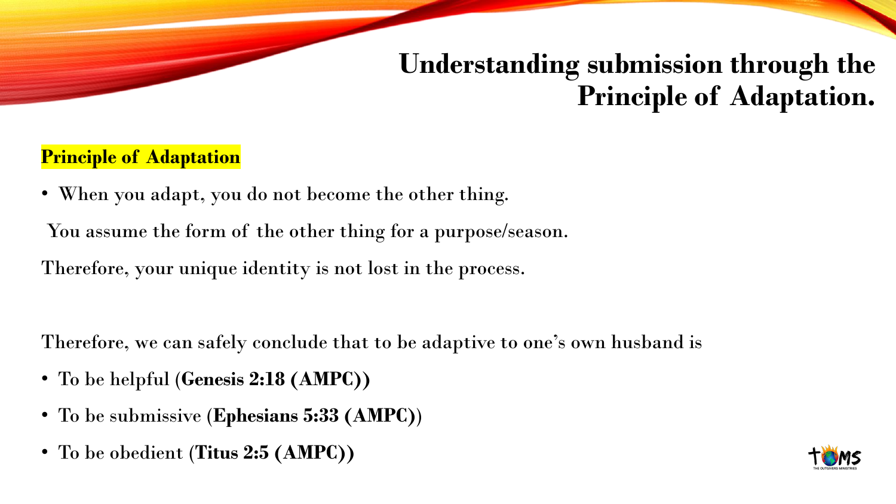# Understanding submission through the Principle of Adaptation.

**Principle of Adaptation**

- When you adapt, you do not become the other thing.

You assume the form of the other thing for a purpose/season.

Therefore, your unique identity is not lost in the process.

Therefore, we can safely conclude that to be adaptive to one's own husband is

- To be helpful (**Genesis 2:18 (AMPC))**
- To be submissive (**Ephesians 5:33 (AMPC)**)
- To be obedient (**Titus 2:5 (AMPC))**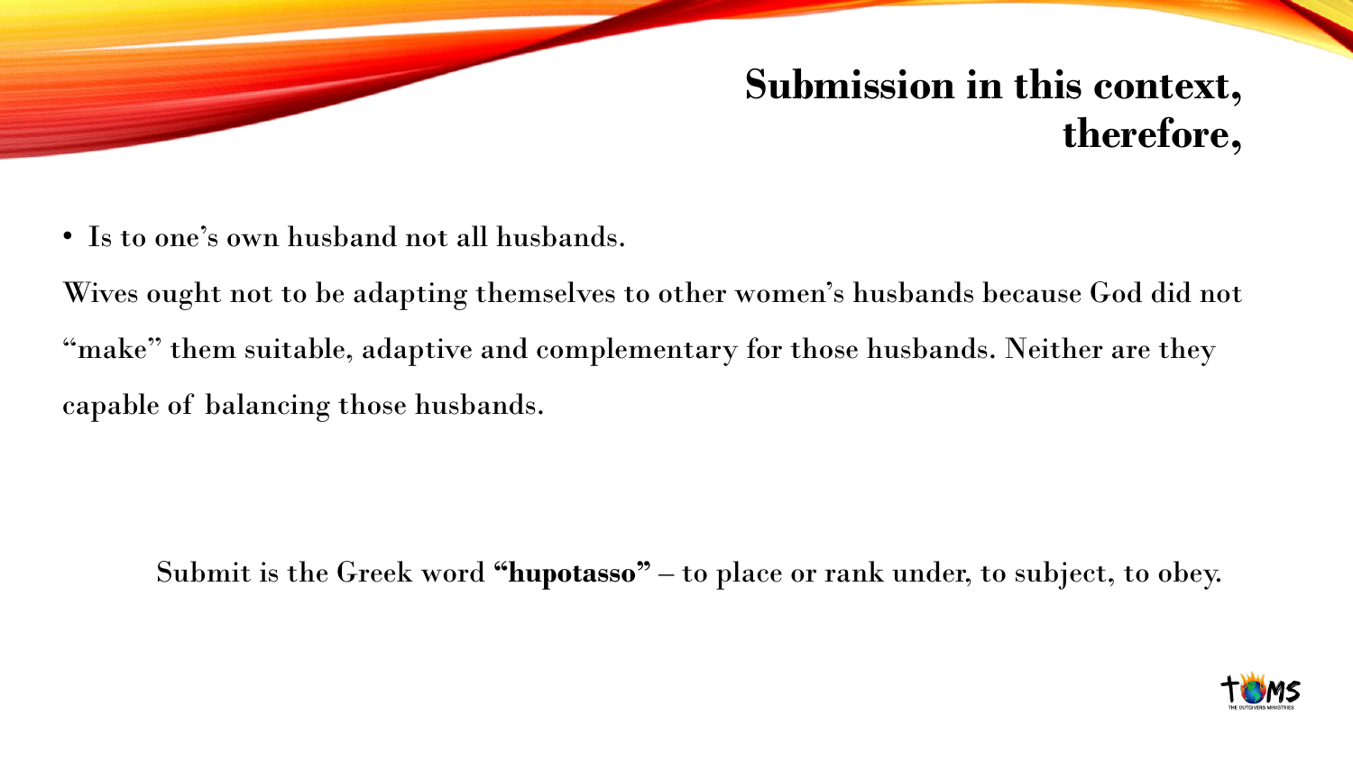## Submission in this context, therefore,

- Is to one's own husband not all husbands.

Wives ought not to be adapting themselves to other women's husbands because God did not "make" them suitable, adaptive and complementary for those husbands. Neither are they capable of balancing those husbands.

Submit is the Greek word **"hupotasso"** – to place or rank under, to subject, to obey.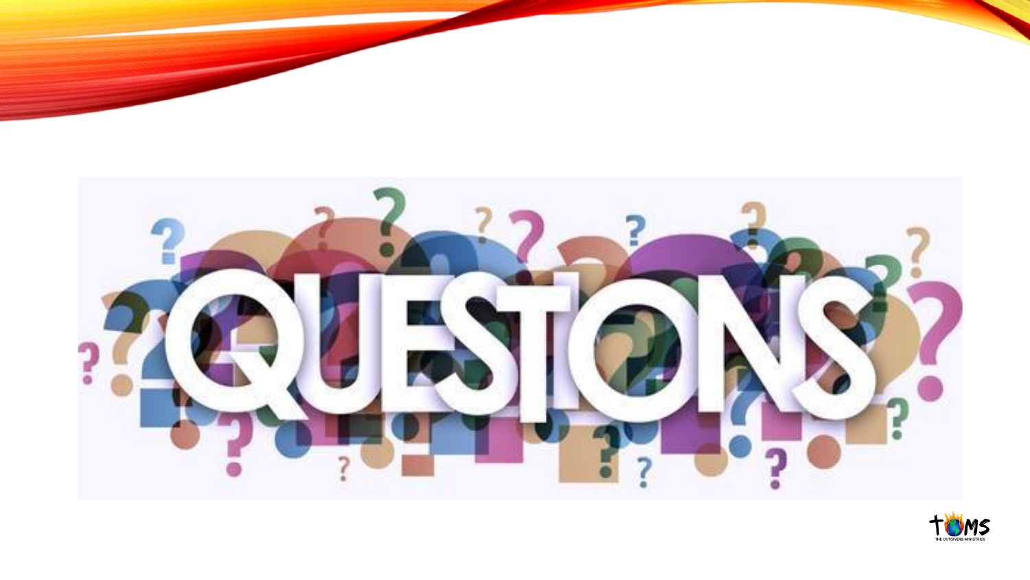# QUESTIONS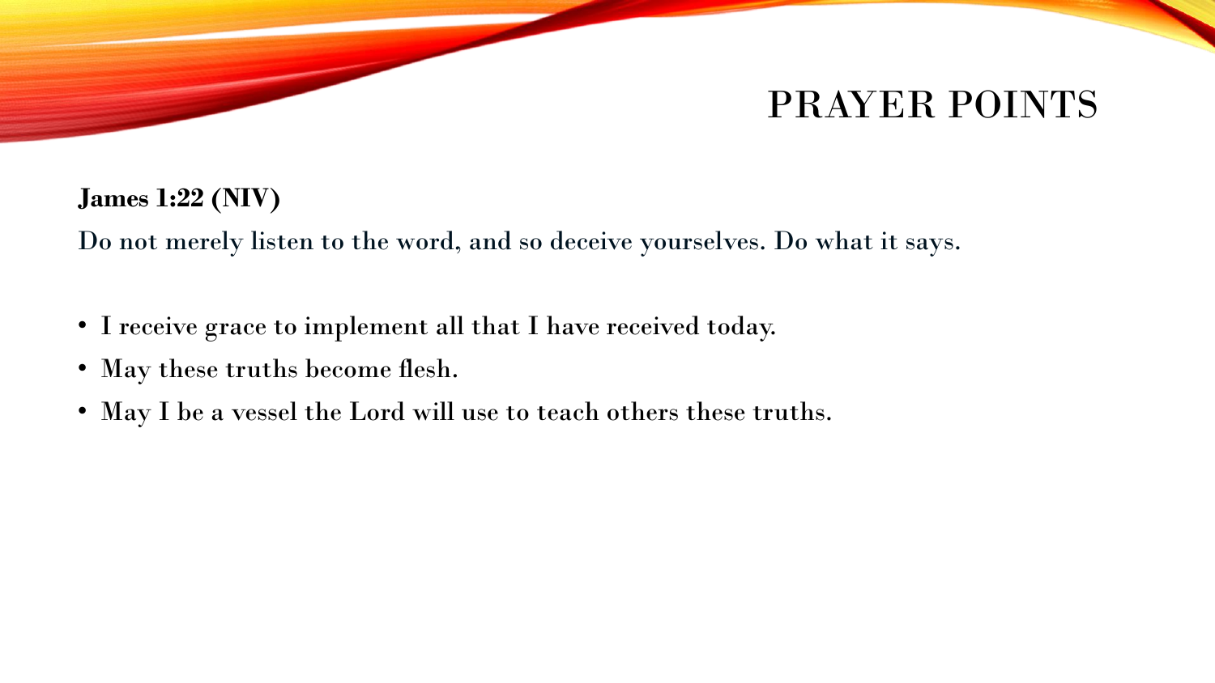# PRAYER POINTS

**James 1:22 (NIV)**

Do not merely listen to the word, and so deceive yourselves. Do what it says.

- I receive grace to implement all that I have received today.
- May these truths become flesh.
- May I be a vessel the Lord will use to teach others these truths.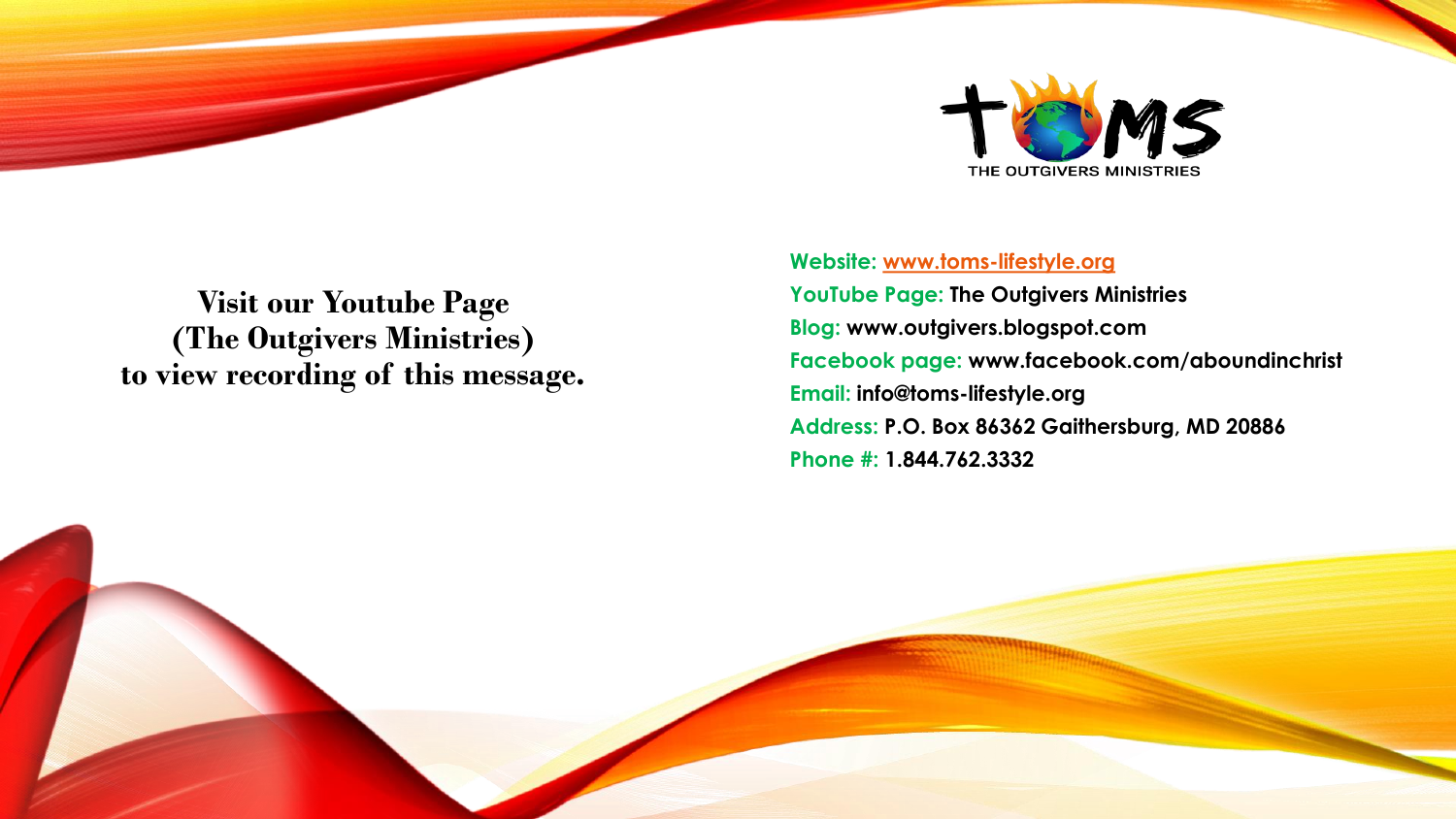TOMS
THE OUTGIVERS MINISTRIES

**Visit our Youtube Page (The Outgivers Ministries) to view recording of this message.**

**Website:** www.toms-lifestyle.org
**YouTube Page:** The Outgivers Ministries
**Blog:** www.outgivers.blogspot.com
**Facebook page:** www.facebook.com/aboundinchrist
**Email:** info@toms-lifestyle.org
**Address:** P.O. Box 86362 Gaithersburg, MD 20886
**Phone #:** 1.844.762.3332